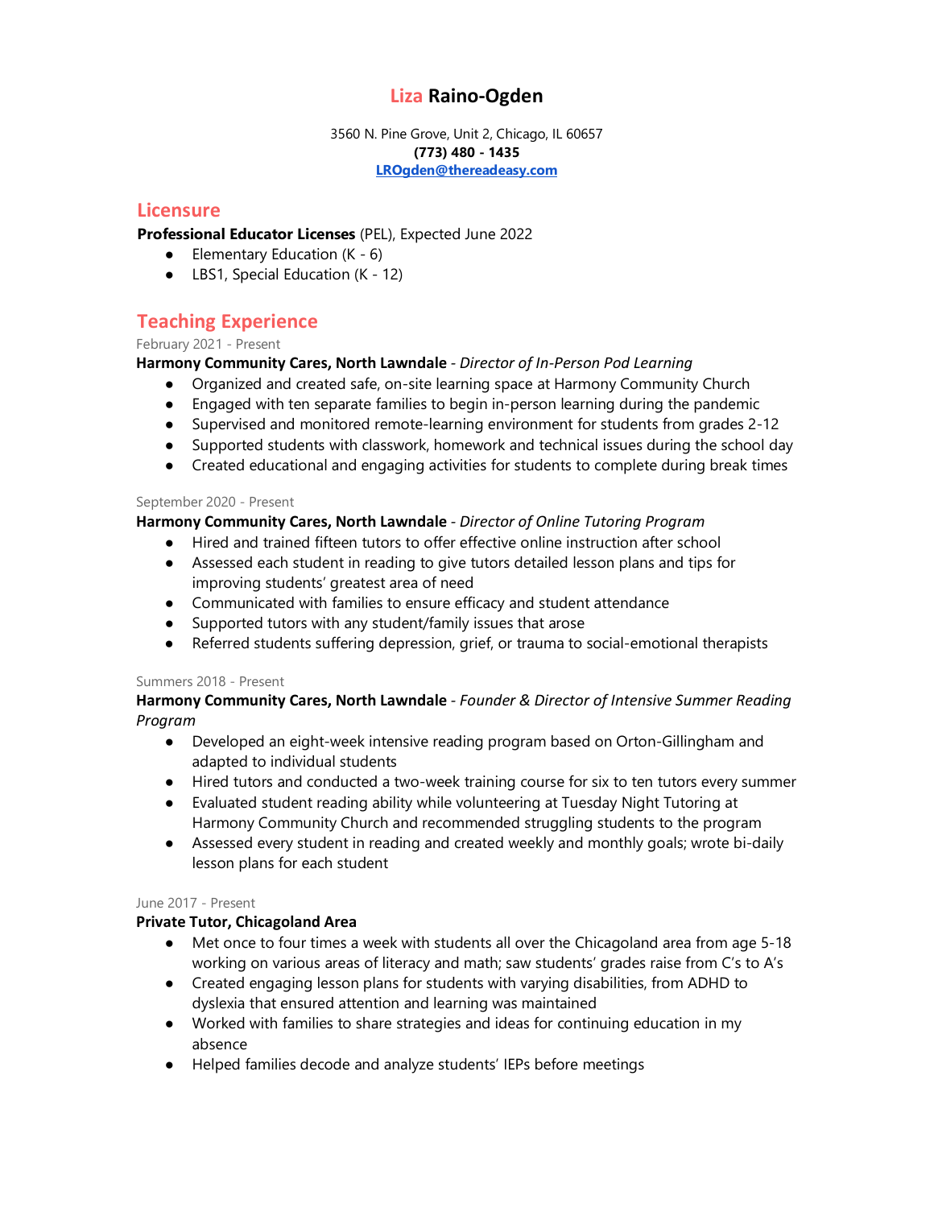# Liza Raino-Ogden

3560 N. Pine Grove, Unit 2, Chicago, IL 60657
**(773) 480 - 1435**
**LROgden@thereadeasy.com**

## Licensure

**Professional Educator Licenses** (PEL), Expected June 2022

- Elementary Education (K - 6)
- LBS1, Special Education (K - 12)

## Teaching Experience

February 2021 - Present
**Harmony Community Cares, North Lawndale** - *Director of In-Person Pod Learning*

- Organized and created safe, on-site learning space at Harmony Community Church
- Engaged with ten separate families to begin in-person learning during the pandemic
- Supervised and monitored remote-learning environment for students from grades 2-12
- Supported students with classwork, homework and technical issues during the school day
- Created educational and engaging activities for students to complete during break times

September 2020 - Present
**Harmony Community Cares, North Lawndale** - *Director of Online Tutoring Program*

- Hired and trained fifteen tutors to offer effective online instruction after school
- Assessed each student in reading to give tutors detailed lesson plans and tips for improving students' greatest area of need
- Communicated with families to ensure efficacy and student attendance
- Supported tutors with any student/family issues that arose
- Referred students suffering depression, grief, or trauma to social-emotional therapists

Summers 2018 - Present
**Harmony Community Cares, North Lawndale** - *Founder & Director of Intensive Summer Reading Program*

- Developed an eight-week intensive reading program based on Orton-Gillingham and adapted to individual students
- Hired tutors and conducted a two-week training course for six to ten tutors every summer
- Evaluated student reading ability while volunteering at Tuesday Night Tutoring at Harmony Community Church and recommended struggling students to the program
- Assessed every student in reading and created weekly and monthly goals; wrote bi-daily lesson plans for each student

June 2017 - Present
**Private Tutor, Chicagoland Area**

- Met once to four times a week with students all over the Chicagoland area from age 5-18 working on various areas of literacy and math; saw students' grades raise from C's to A's
- Created engaging lesson plans for students with varying disabilities, from ADHD to dyslexia that ensured attention and learning was maintained
- Worked with families to share strategies and ideas for continuing education in my absence
- Helped families decode and analyze students' IEPs before meetings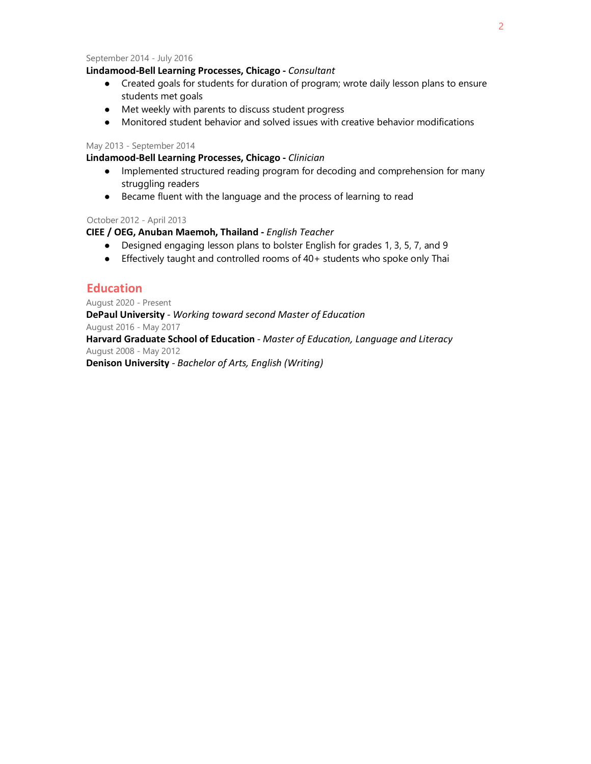September 2014 - July 2016

**Lindamood-Bell Learning Processes, Chicago -** *Consultant*

- Created goals for students for duration of program; wrote daily lesson plans to ensure students met goals
- Met weekly with parents to discuss student progress
- Monitored student behavior and solved issues with creative behavior modifications

May 2013 - September 2014

**Lindamood-Bell Learning Processes, Chicago -** *Clinician*

- Implemented structured reading program for decoding and comprehension for many struggling readers
- Became fluent with the language and the process of learning to read

October 2012 - April 2013

**CIEE / OEG, Anuban Maemoh, Thailand -** *English Teacher*

- Designed engaging lesson plans to bolster English for grades 1, 3, 5, 7, and 9
- Effectively taught and controlled rooms of 40+ students who spoke only Thai

## Education

August 2020 - Present

**DePaul University** - *Working toward second Master of Education*

August 2016 - May 2017

**Harvard Graduate School of Education** - *Master of Education, Language and Literacy*

August 2008 - May 2012

**Denison University** - *Bachelor of Arts, English (Writing)*